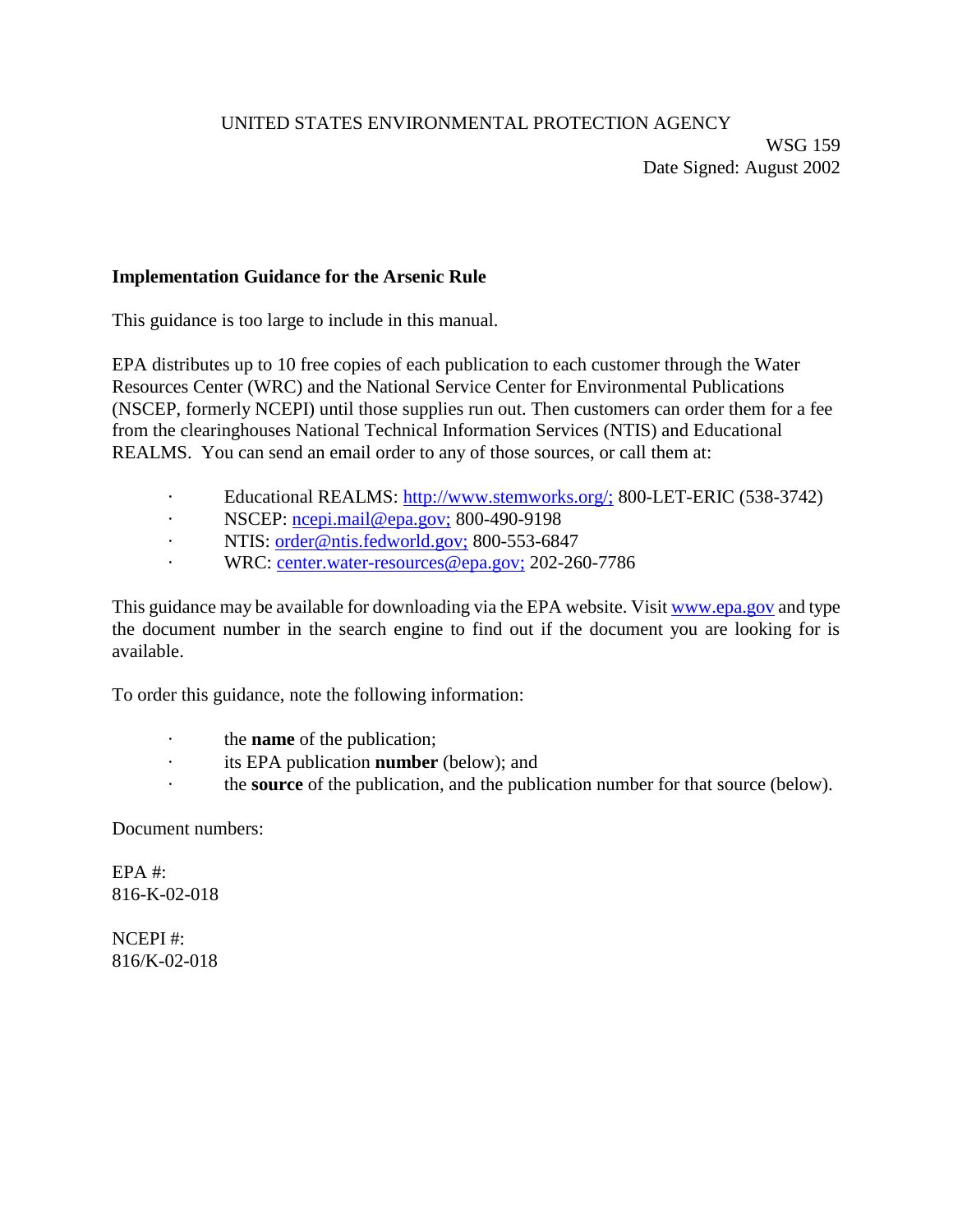UNITED STATES ENVIRONMENTAL PROTECTION AGENCY

WSG 159
Date Signed: August 2002

**Implementation Guidance for the Arsenic Rule**

This guidance is too large to include in this manual.

EPA distributes up to 10 free copies of each publication to each customer through the Water Resources Center (WRC) and the National Service Center for Environmental Publications (NSCEP, formerly NCEPI) until those supplies run out. Then customers can order them for a fee from the clearinghouses National Technical Information Services (NTIS) and Educational REALMS. You can send an email order to any of those sources, or call them at:

- Educational REALMS: http://www.stemworks.org/; 800-LET-ERIC (538-3742)
- NSCEP: ncepi.mail@epa.gov; 800-490-9198
- NTIS: order@ntis.fedworld.gov; 800-553-6847
- WRC: center.water-resources@epa.gov; 202-260-7786

This guidance may be available for downloading via the EPA website. Visit www.epa.gov and type the document number in the search engine to find out if the document you are looking for is available.

To order this guidance, note the following information:

- the **name** of the publication;
- its EPA publication **number** (below); and
- the **source** of the publication, and the publication number for that source (below).

Document numbers:

EPA #:
816-K-02-018

NCEPI #:
816/K-02-018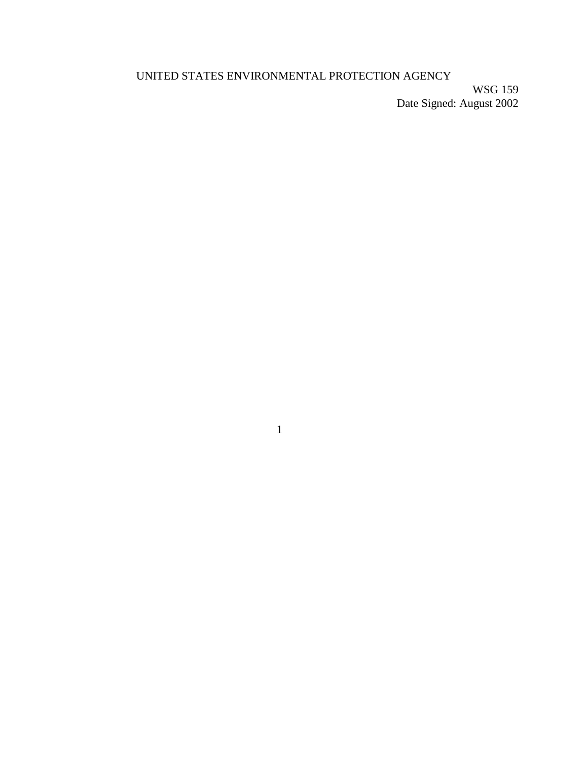UNITED STATES ENVIRONMENTAL PROTECTION AGENCY

WSG 159

Date Signed: August 2002